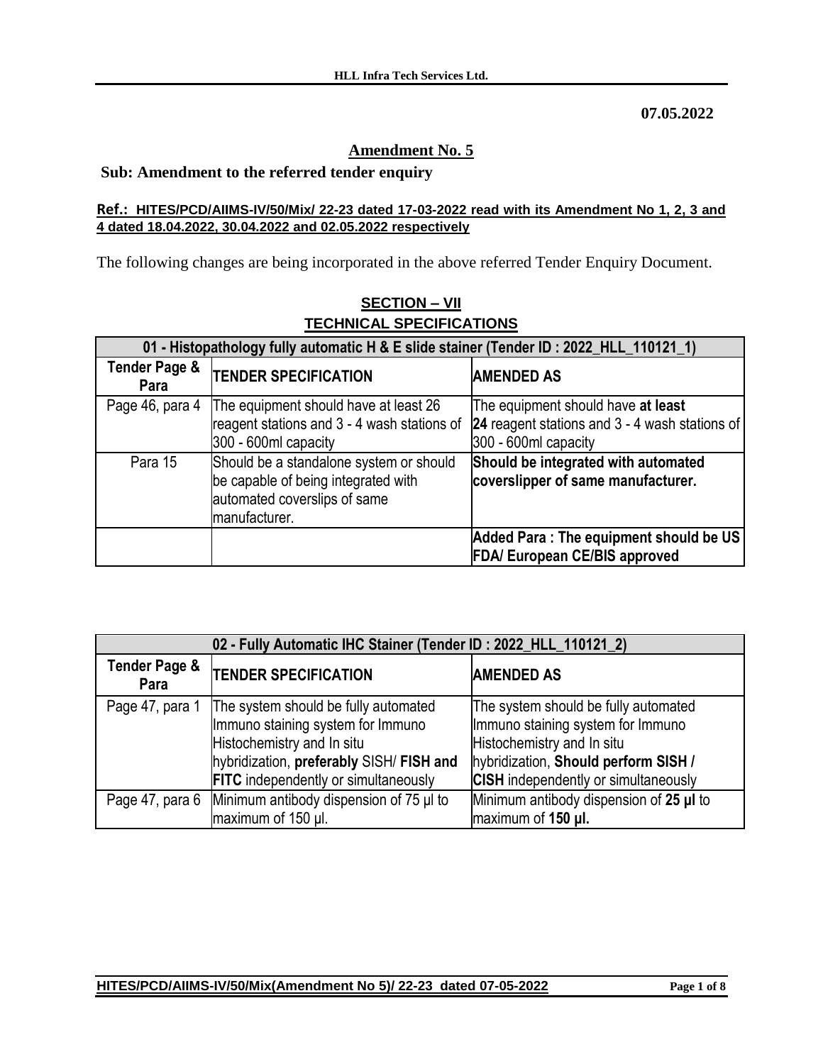**07.05.2022**

## Amendment No. 5

**Sub: Amendment to the referred tender enquiry**

**Ref.: HITES/PCD/AIIMS-IV/50/Mix/ 22-23 dated 17-03-2022 read with its Amendment No 1, 2, 3 and 4 dated 18.04.2022, 30.04.2022 and 02.05.2022 respectively**

The following changes are being incorporated in the above referred Tender Enquiry Document.

### SECTION – VII
### TECHNICAL SPECIFICATIONS

| 01 - Histopathology fully automatic H & E slide stainer (Tender ID : 2022_HLL_110121_1) | | |
|---|---|---|
| **Tender Page & Para** | **TENDER SPECIFICATION** | **AMENDED AS** |
| Page 46, para 4 | The equipment should have at least 26 reagent stations and 3 - 4 wash stations of 300 - 600ml capacity | The equipment should have **at least 24** reagent stations and 3 - 4 wash stations of 300 - 600ml capacity |
| Para 15 | Should be a standalone system or should be capable of being integrated with automated coverslips of same manufacturer. | **Should be integrated with automated coverslipper of same manufacturer.** |
| | | **Added Para : The equipment should be US FDA/ European CE/BIS approved** |

| 02 - Fully Automatic IHC Stainer (Tender ID : 2022_HLL_110121_2) | | |
|---|---|---|
| **Tender Page & Para** | **TENDER SPECIFICATION** | **AMENDED AS** |
| Page 47, para 1 | The system should be fully automated Immuno staining system for Immuno Histochemistry and In situ hybridization, **preferably** SISH/ **FISH and FITC** independently or simultaneously | The system should be fully automated Immuno staining system for Immuno Histochemistry and In situ hybridization, **Should perform SISH / CISH** independently or simultaneously |
| Page 47, para 6 | Minimum antibody dispension of 75 µl to maximum of 150 µl. | Minimum antibody dispension of **25 µl** to maximum of **150 µl.** |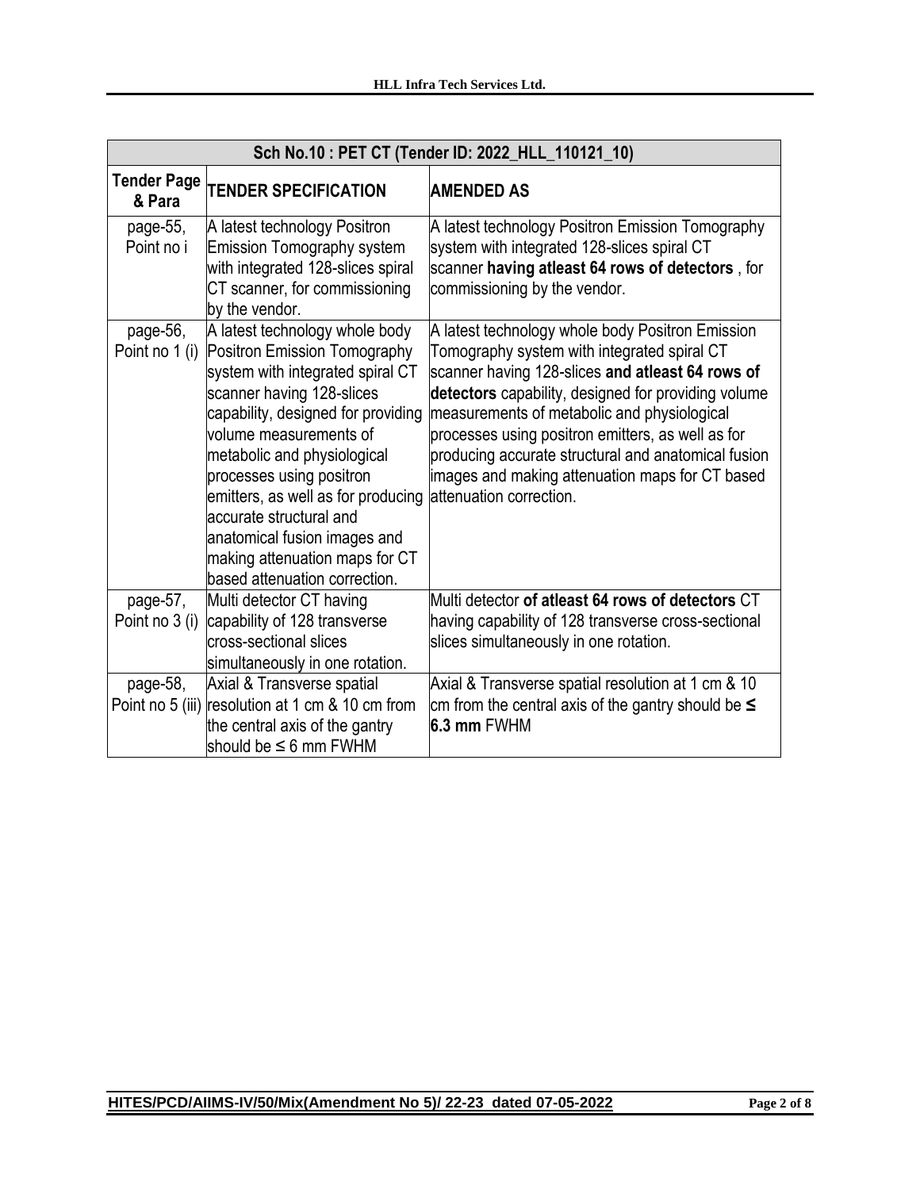| Sch No.10 : PET CT (Tender ID: 2022_HLL_110121_10) | | |
|---|---|---|
| **Tender Page & Para** | **TENDER SPECIFICATION** | **AMENDED AS** |
| page-55, Point no i | A latest technology Positron Emission Tomography system with integrated 128-slices spiral CT scanner, for commissioning by the vendor. | A latest technology Positron Emission Tomography system with integrated 128-slices spiral CT scanner **having atleast 64 rows of detectors** , for commissioning by the vendor. |
| page-56, Point no 1 (i) | A latest technology whole body Positron Emission Tomography system with integrated spiral CT scanner having 128-slices capability, designed for providing volume measurements of metabolic and physiological processes using positron emitters, as well as for producing accurate structural and anatomical fusion images and making attenuation maps for CT based attenuation correction. | A latest technology whole body Positron Emission Tomography system with integrated spiral CT scanner having 128-slices **and atleast 64 rows of detectors** capability, designed for providing volume measurements of metabolic and physiological processes using positron emitters, as well as for producing accurate structural and anatomical fusion images and making attenuation maps for CT based attenuation correction. |
| page-57, Point no 3 (i) | Multi detector CT having capability of 128 transverse cross-sectional slices simultaneously in one rotation. | Multi detector **of atleast 64 rows of detectors** CT having capability of 128 transverse cross-sectional slices simultaneously in one rotation. |
| page-58, Point no 5 (iii) | Axial & Transverse spatial resolution at 1 cm & 10 cm from the central axis of the gantry should be ≤ 6 mm FWHM | Axial & Transverse spatial resolution at 1 cm & 10 cm from the central axis of the gantry should be **≤ 6.3 mm** FWHM |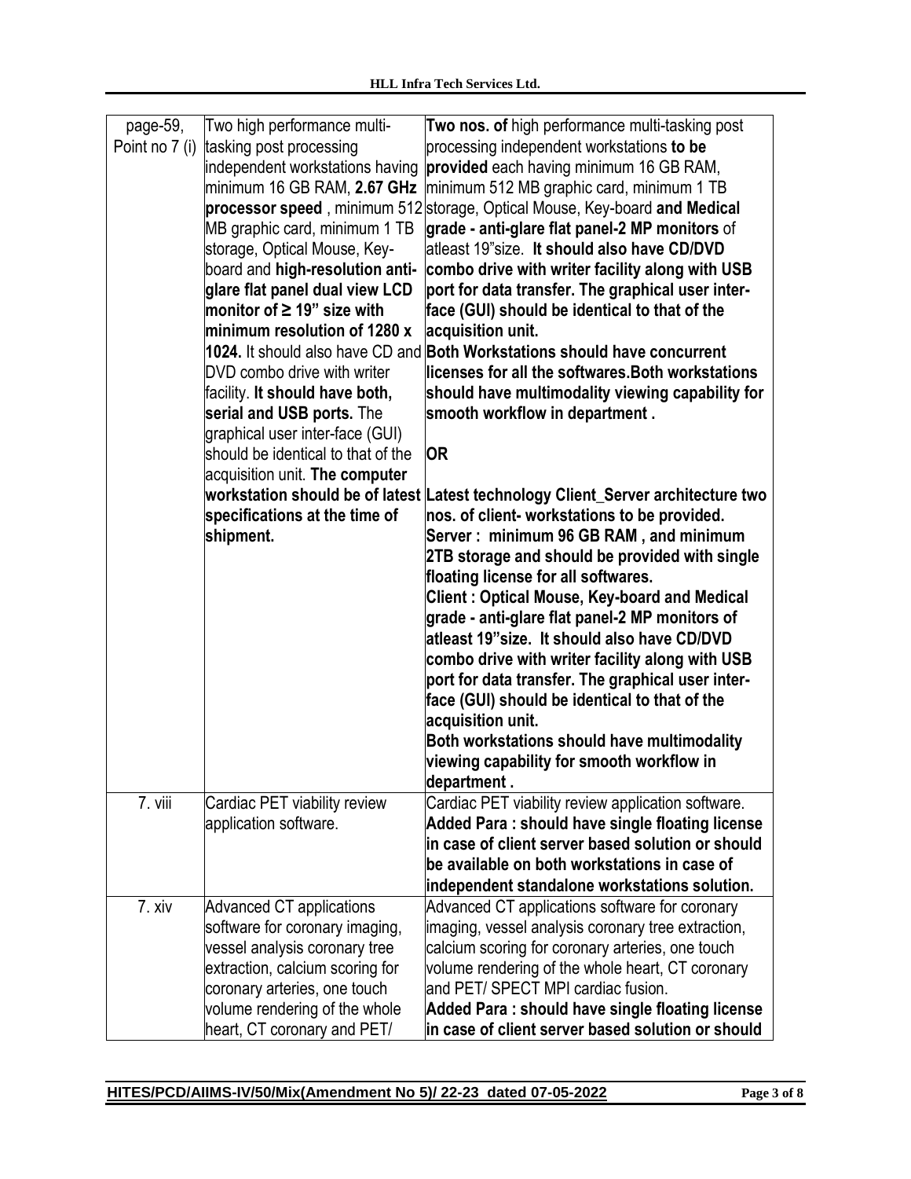| page-59, Point no 7 (i) | Two high performance multi-tasking post processing independent workstations having minimum 16 GB RAM, **2.67 GHz processor speed** , minimum 512 MB graphic card, minimum 1 TB storage, Optical Mouse, Key-board and **high-resolution anti-glare flat panel dual view LCD monitor of ≥ 19" size with minimum resolution of 1280 x 1024.** It should also have CD and DVD combo drive with writer facility. **It should have both, serial and USB ports.** The graphical user inter-face (GUI) should be identical to that of the acquisition unit. **The computer workstation should be of latest specifications at the time of shipment.** | **Two nos. of** high performance multi-tasking post processing independent workstations **to be provided** each having minimum 16 GB RAM, minimum 512 MB graphic card, minimum 1 TB storage, Optical Mouse, Key-board **and Medical grade - anti-glare flat panel-2 MP monitors** of atleast 19"size. **It should also have CD/DVD combo drive with writer facility along with USB port for data transfer. The graphical user inter-face (GUI) should be identical to that of the acquisition unit. Both Workstations should have concurrent licenses for all the softwares.Both workstations should have multimodality viewing capability for smooth workflow in department .** <br><br> **OR** <br><br> **Latest technology Client_Server architecture two nos. of client- workstations to be provided.** <br> **Server : minimum 96 GB RAM , and minimum 2TB storage and should be provided with single floating license for all softwares.** <br> **Client : Optical Mouse, Key-board and Medical grade - anti-glare flat panel-2 MP monitors of atleast 19"size. It should also have CD/DVD combo drive with writer facility along with USB port for data transfer. The graphical user inter-face (GUI) should be identical to that of the acquisition unit.** <br> **Both workstations should have multimodality viewing capability for smooth workflow in department .** |
|---|---|---|
| 7. viii | Cardiac PET viability review application software. | Cardiac PET viability review application software. <br> **Added Para : should have single floating license in case of client server based solution or should be available on both workstations in case of independent standalone workstations solution.** |
| 7. xiv | Advanced CT applications software for coronary imaging, vessel analysis coronary tree extraction, calcium scoring for coronary arteries, one touch volume rendering of the whole heart, CT coronary and PET/ | Advanced CT applications software for coronary imaging, vessel analysis coronary tree extraction, calcium scoring for coronary arteries, one touch volume rendering of the whole heart, CT coronary and PET/ SPECT MPI cardiac fusion. <br> **Added Para : should have single floating license in case of client server based solution or should** |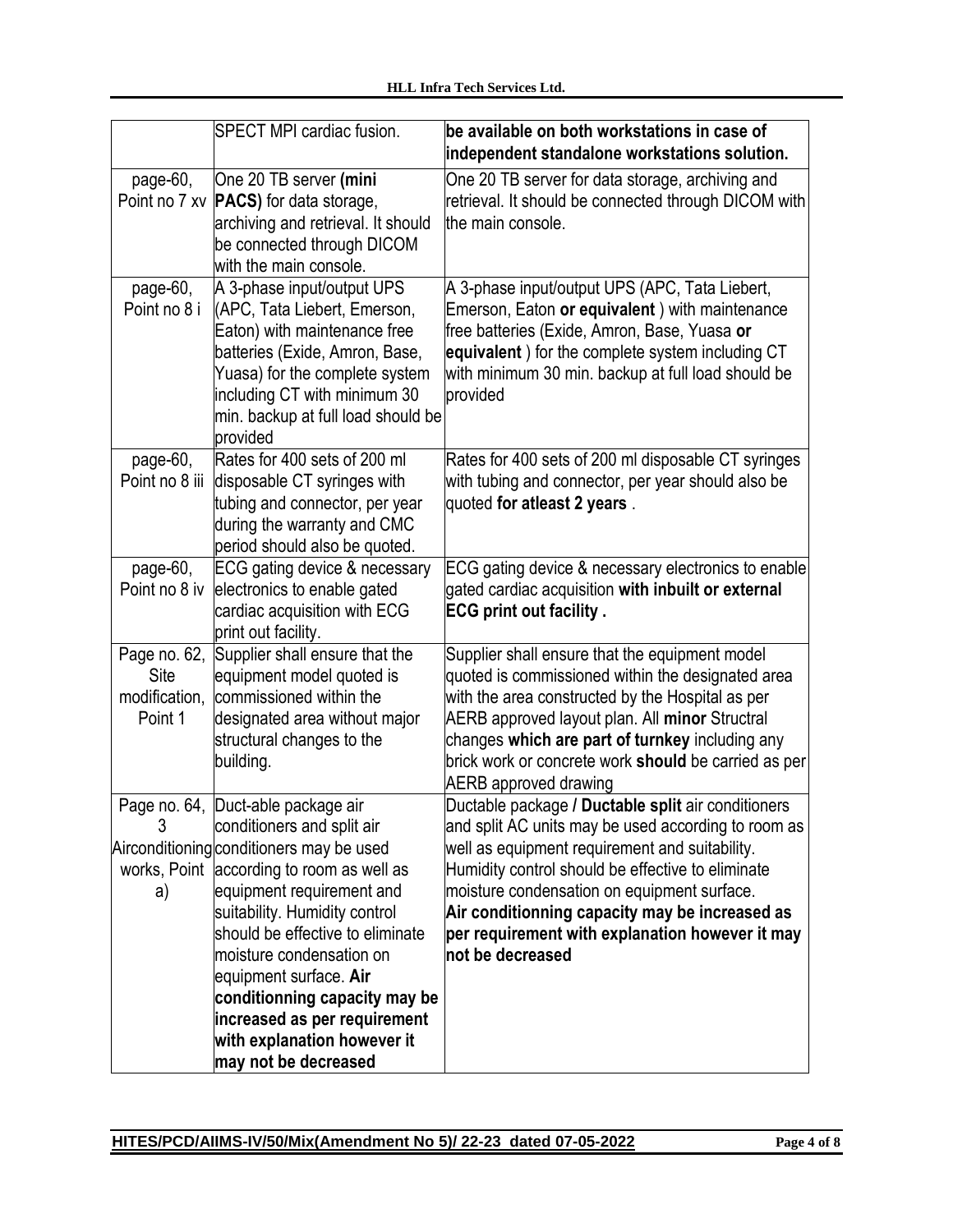| | SPECT MPI cardiac fusion. | **be available on both workstations in case of independent standalone workstations solution.** |
|---|---|---|
| page-60, Point no 7 xv | One 20 TB server **(mini PACS)** for data storage, archiving and retrieval. It should be connected through DICOM with the main console. | One 20 TB server for data storage, archiving and retrieval. It should be connected through DICOM with the main console. |
| page-60, Point no 8 i | A 3-phase input/output UPS (APC, Tata Liebert, Emerson, Eaton) with maintenance free batteries (Exide, Amron, Base, Yuasa) for the complete system including CT with minimum 30 min. backup at full load should be provided | A 3-phase input/output UPS (APC, Tata Liebert, Emerson, Eaton **or equivalent** ) with maintenance free batteries (Exide, Amron, Base, Yuasa **or equivalent** ) for the complete system including CT with minimum 30 min. backup at full load should be provided |
| page-60, Point no 8 iii | Rates for 400 sets of 200 ml disposable CT syringes with tubing and connector, per year during the warranty and CMC period should also be quoted. | Rates for 400 sets of 200 ml disposable CT syringes with tubing and connector, per year should also be quoted **for atleast 2 years** . |
| page-60, Point no 8 iv | ECG gating device & necessary electronics to enable gated cardiac acquisition with ECG print out facility. | ECG gating device & necessary electronics to enable gated cardiac acquisition **with inbuilt or external ECG print out facility .** |
| Page no. 62, Site modification, Point 1 | Supplier shall ensure that the equipment model quoted is commissioned within the designated area without major structural changes to the building. | Supplier shall ensure that the equipment model quoted is commissioned within the designated area with the area constructed by the Hospital as per AERB approved layout plan. All **minor** Structral changes **which are part of turnkey** including any brick work or concrete work **should** be carried as per AERB approved drawing |
| Page no. 64, 3 Airconditioning works, Point a) | Duct-able package air conditioners and split air conditioners may be used according to room as well as equipment requirement and suitability. Humidity control should be effective to eliminate moisture condensation on equipment surface. **Air conditionning capacity may be increased as per requirement with explanation however it may not be decreased** | Ductable package / **Ductable split** air conditioners and split AC units may be used according to room as well as equipment requirement and suitability. Humidity control should be effective to eliminate moisture condensation on equipment surface. **Air conditionning capacity may be increased as per requirement with explanation however it may not be decreased** |

**HITES/PCD/AIIMS-IV/50/Mix(Amendment No 5)/ 22-23 dated 07-05-2022**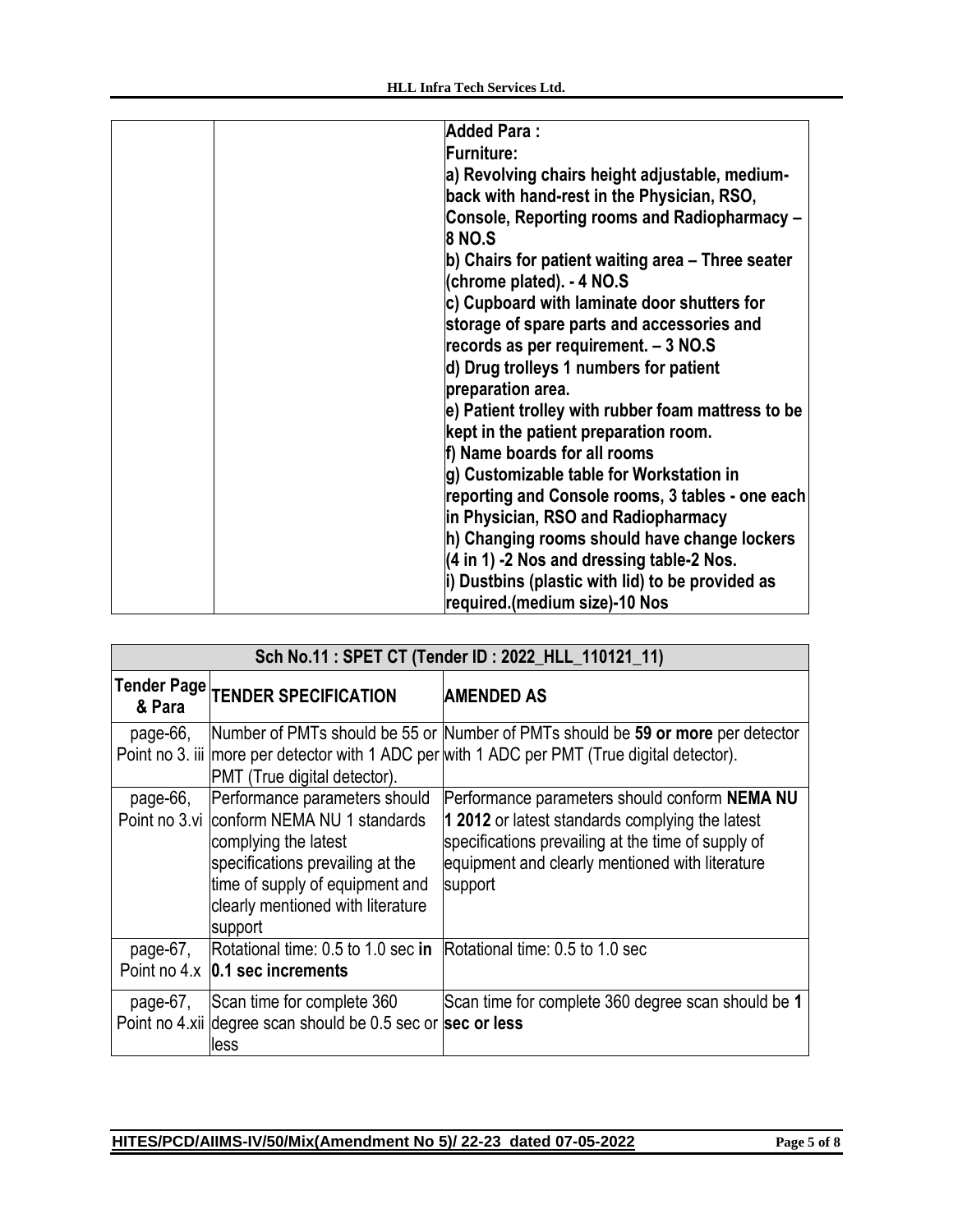| | | Added Para :<br>Furniture:<br>a) Revolving chairs height adjustable, medium-back with hand-rest in the Physician, RSO, Console, Reporting rooms and Radiopharmacy – 8 NO.S<br>b) Chairs for patient waiting area – Three seater (chrome plated). - 4 NO.S<br>c) Cupboard with laminate door shutters for storage of spare parts and accessories and records as per requirement. – 3 NO.S<br>d) Drug trolleys 1 numbers for patient preparation area.<br>e) Patient trolley with rubber foam mattress to be kept in the patient preparation room.<br>f) Name boards for all rooms<br>g) Customizable table for Workstation in reporting and Console rooms, 3 tables - one each in Physician, RSO and Radiopharmacy<br>h) Changing rooms should have change lockers (4 in 1) -2 Nos and dressing table-2 Nos.<br>i) Dustbins (plastic with lid) to be provided as required.(medium size)-10 Nos |
|---|---|---|

| Sch No.11 : SPET CT (Tender ID : 2022_HLL_110121_11) | | |
|---|---|---|
| **Tender Page & Para** | **TENDER SPECIFICATION** | **AMENDED AS** |
| page-66, Point no 3. iii | Number of PMTs should be 55 or more per detector with 1 ADC per PMT (True digital detector). | Number of PMTs should be **59 or more** per detector with 1 ADC per PMT (True digital detector). |
| page-66, Point no 3.vi | Performance parameters should conform NEMA NU 1 standards complying the latest specifications prevailing at the time of supply of equipment and clearly mentioned with literature support | Performance parameters should conform **NEMA NU 1 2012** or latest standards complying the latest specifications prevailing at the time of supply of equipment and clearly mentioned with literature support |
| page-67, Point no 4.x | Rotational time: 0.5 to 1.0 sec **in 0.1 sec increments** | Rotational time: 0.5 to 1.0 sec |
| page-67, Point no 4.xii | Scan time for complete 360 degree scan should be 0.5 sec or less | Scan time for complete 360 degree scan should be **1 sec or less** |

**HITES/PCD/AIIMS-IV/50/Mix(Amendment No 5)/ 22-23 dated 07-05-2022**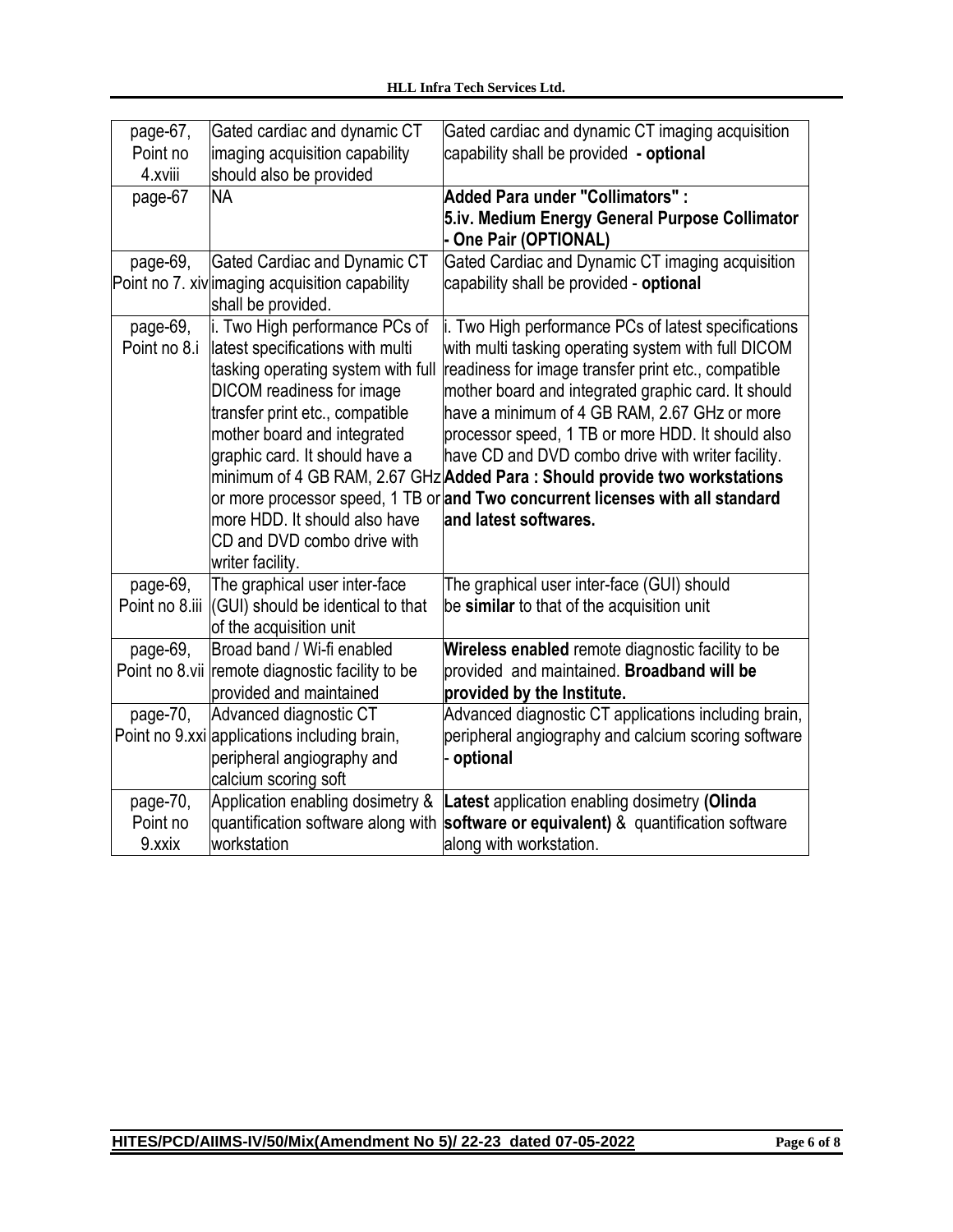| page-67, Point no 4.xviii | Gated cardiac and dynamic CT imaging acquisition capability should also be provided | Gated cardiac and dynamic CT imaging acquisition capability shall be provided **- optional** |
|---|---|---|
| page-67 | NA | **Added Para under "Collimators" : 5.iv. Medium Energy General Purpose Collimator - One Pair (OPTIONAL)** |
| page-69, Point no 7. xiv | Gated Cardiac and Dynamic CT imaging acquisition capability shall be provided. | Gated Cardiac and Dynamic CT imaging acquisition capability shall be provided - **optional** |
| page-69, Point no 8.i | i. Two High performance PCs of latest specifications with multi tasking operating system with full DICOM readiness for image transfer print etc., compatible mother board and integrated graphic card. It should have a minimum of 4 GB RAM, 2.67 GHz or more processor speed, 1 TB or more HDD. It should also have CD and DVD combo drive with writer facility. | i. Two High performance PCs of latest specifications with multi tasking operating system with full DICOM readiness for image transfer print etc., compatible mother board and integrated graphic card. It should have a minimum of 4 GB RAM, 2.67 GHz or more processor speed, 1 TB or more HDD. It should also have CD and DVD combo drive with writer facility. **Added Para : Should provide two workstations and Two concurrent licenses with all standard and latest softwares.** |
| page-69, Point no 8.iii | The graphical user inter-face (GUI) should be identical to that of the acquisition unit | The graphical user inter-face (GUI) should be **similar** to that of the acquisition unit |
| page-69, Point no 8.vii | Broad band / Wi-fi enabled remote diagnostic facility to be provided and maintained | **Wireless enabled** remote diagnostic facility to be provided and maintained. **Broadband will be provided by the Institute.** |
| page-70, Point no 9.xxi | Advanced diagnostic CT applications including brain, peripheral angiography and calcium scoring soft | Advanced diagnostic CT applications including brain, peripheral angiography and calcium scoring software - **optional** |
| page-70, Point no 9.xxix | Application enabling dosimetry & quantification software along with workstation | **Latest** application enabling dosimetry **(Olinda software or equivalent)** & quantification software along with workstation. |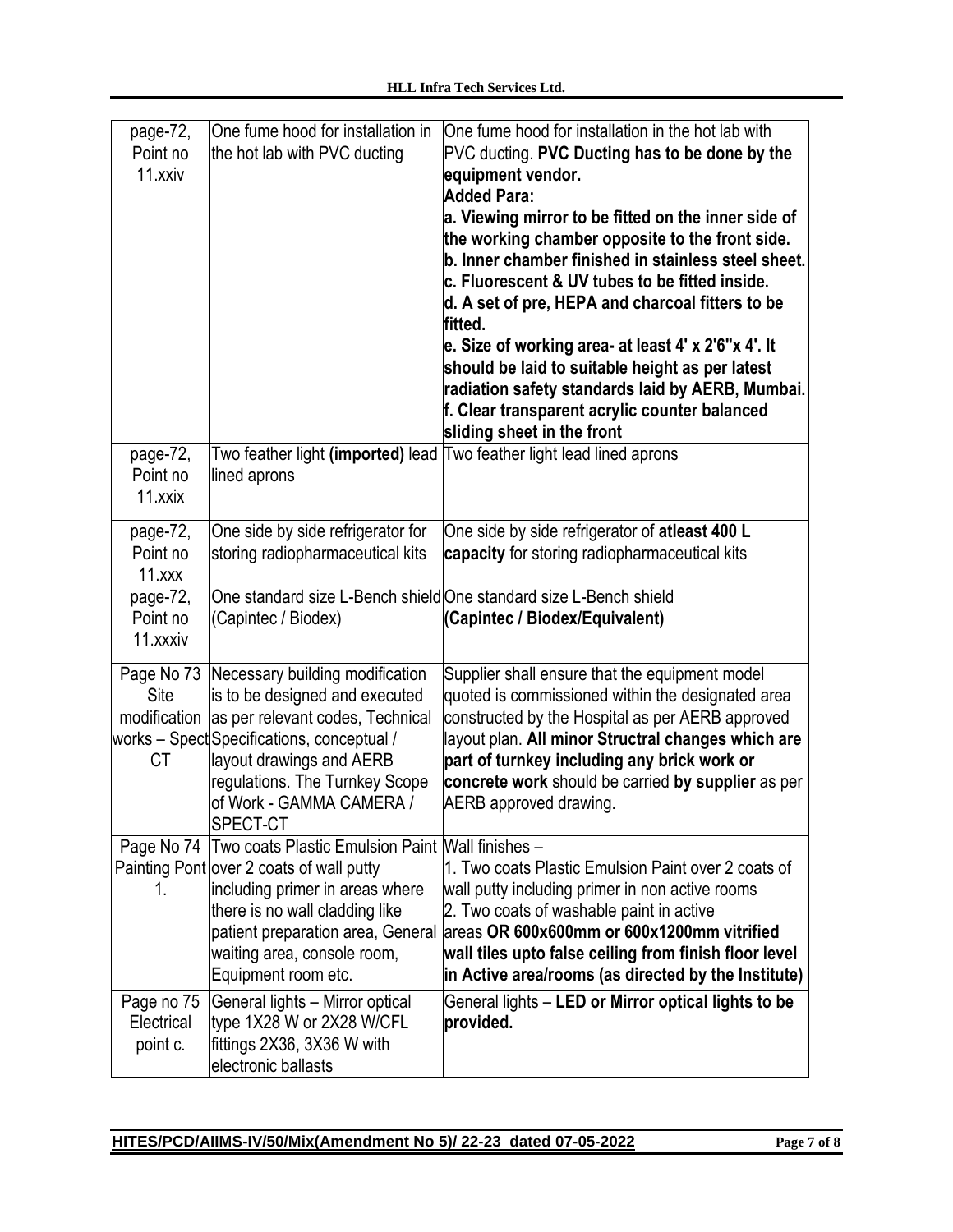| page-72, Point no 11.xxiv | One fume hood for installation in the hot lab with PVC ducting | One fume hood for installation in the hot lab with PVC ducting. **PVC Ducting has to be done by the equipment vendor.** **Added Para:** **a. Viewing mirror to be fitted on the inner side of the working chamber opposite to the front side.** **b. Inner chamber finished in stainless steel sheet.** **c. Fluorescent & UV tubes to be fitted inside.** **d. A set of pre, HEPA and charcoal fitters to be fitted.** **e. Size of working area- at least 4' x 2'6"x 4'. It should be laid to suitable height as per latest radiation safety standards laid by AERB, Mumbai.** **f. Clear transparent acrylic counter balanced sliding sheet in the front** |
|---|---|---|
| page-72, Point no 11.xxix | Two feather light **(imported)** lead lined aprons | Two feather light lead lined aprons |
| page-72, Point no 11.xxx | One side by side refrigerator for storing radiopharmaceutical kits | One side by side refrigerator of **atleast 400 L capacity** for storing radiopharmaceutical kits |
| page-72, Point no 11.xxxiv | One standard size L-Bench shield (Capintec / Biodex) | One standard size L-Bench shield **(Capintec / Biodex/Equivalent)** |
| Page No 73 Site modification works – Spect CT | Necessary building modification is to be designed and executed as per relevant codes, Technical Specifications, conceptual / layout drawings and AERB regulations. The Turnkey Scope of Work - GAMMA CAMERA / SPECT-CT | Supplier shall ensure that the equipment model quoted is commissioned within the designated area constructed by the Hospital as per AERB approved layout plan. **All minor Structral changes which are part of turnkey including any brick work or concrete work** should be carried **by supplier** as per AERB approved drawing. |
| Page No 74 Painting Pont 1. | Two coats Plastic Emulsion Paint over 2 coats of wall putty including primer in areas where there is no wall cladding like patient preparation area, General waiting area, console room, Equipment room etc. | Wall finishes – 1. Two coats Plastic Emulsion Paint over 2 coats of wall putty including primer in non active rooms 2. Two coats of washable paint in active areas **OR 600x600mm or 600x1200mm vitrified wall tiles upto false ceiling from finish floor level in Active area/rooms (as directed by the Institute)** |
| Page no 75 Electrical point c. | General lights – Mirror optical type 1X28 W or 2X28 W/CFL fittings 2X36, 3X36 W with electronic ballasts | General lights – **LED or Mirror optical lights to be provided.** |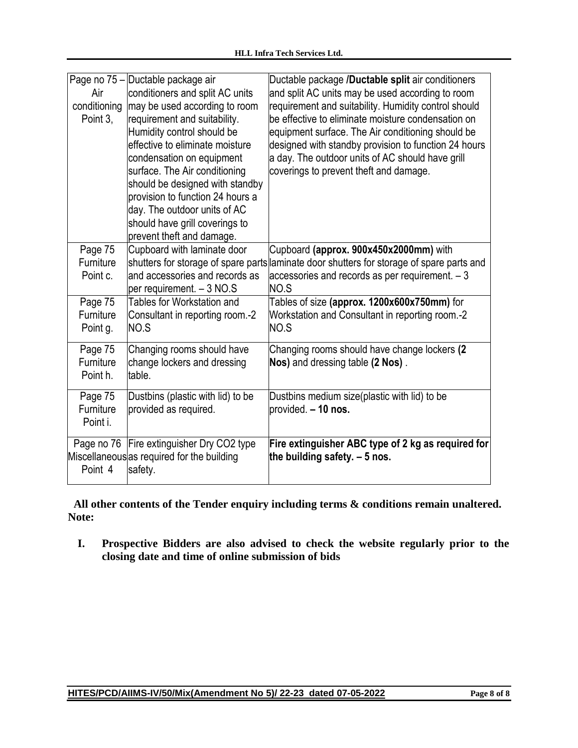| | | |
|---|---|---|
| Page no 75 – Air conditioning Point 3, | Ductable package air conditioners and split AC units may be used according to room requirement and suitability. Humidity control should be effective to eliminate moisture condensation on equipment surface. The Air conditioning should be designed with standby provision to function 24 hours a day. The outdoor units of AC should have grill coverings to prevent theft and damage. | Ductable package **/Ductable split** air conditioners and split AC units may be used according to room requirement and suitability. Humidity control should be effective to eliminate moisture condensation on equipment surface. The Air conditioning should be designed with standby provision to function 24 hours a day. The outdoor units of AC should have grill coverings to prevent theft and damage. |
| Page 75 Furniture Point c. | Cupboard with laminate door shutters for storage of spare parts and accessories and records as per requirement. – 3 NO.S | Cupboard **(approx. 900x450x2000mm)** with laminate door shutters for storage of spare parts and accessories and records as per requirement. – 3 NO.S |
| Page 75 Furniture Point g. | Tables for Workstation and Consultant in reporting room.-2 NO.S | Tables of size **(approx. 1200x600x750mm)** for Workstation and Consultant in reporting room.-2 NO.S |
| Page 75 Furniture Point h. | Changing rooms should have change lockers and dressing table. | Changing rooms should have change lockers **(2 Nos)** and dressing table **(2 Nos)** . |
| Page 75 Furniture Point i. | Dustbins (plastic with lid) to be provided as required. | Dustbins medium size(plastic with lid) to be provided. **– 10 nos.** |
| Page no 76 Miscellaneous Point 4 | Fire extinguisher Dry CO2 type as required for the building safety. | **Fire extinguisher ABC type of 2 kg as required for the building safety. – 5 nos.** |

**All other contents of the Tender enquiry including terms & conditions remain unaltered.**

**Note:**

**I. Prospective Bidders are also advised to check the website regularly prior to the closing date and time of online submission of bids**

**HITES/PCD/AIIMS-IV/50/Mix(Amendment No 5)/ 22-23 dated 07-05-2022**